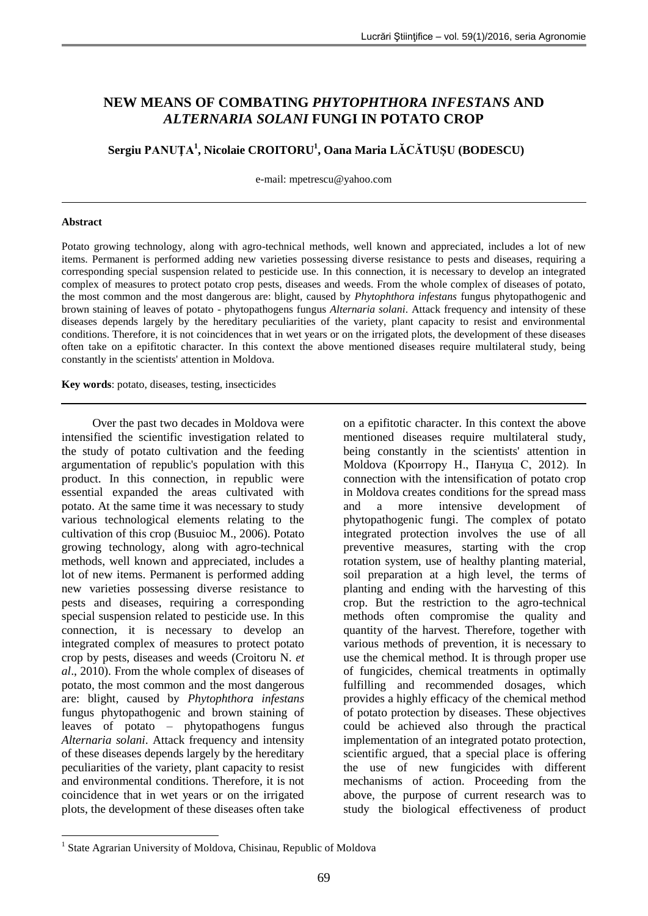# NEW MEANS OF COMBATING *PHYTOPHTHORA INFESTANS* AND *ALTERNARIA SOLANI* FUNGI IN POTATO CROP

**Sergiu PANUȚA[1], Nicolaie CROITORU[1], Oana Maria LĂCĂTUȘU (BODESCU)**

e-mail: mpetrescu@yahoo.com

---

**Abstract**

Potato growing technology, along with agro-technical methods, well known and appreciated, includes a lot of new items. Permanent is performed adding new varieties possessing diverse resistance to pests and diseases, requiring a corresponding special suspension related to pesticide use. In this connection, it is necessary to develop an integrated complex of measures to protect potato crop pests, diseases and weeds. From the whole complex of diseases of potato, the most common and the most dangerous are: blight, caused by *Phytophthora infestans* fungus phytopathogenic and brown staining of leaves of potato - phytopathogens fungus *Alternaria solani*. Attack frequency and intensity of these diseases depends largely by the hereditary peculiarities of the variety, plant capacity to resist and environmental conditions. Therefore, it is not coincidences that in wet years or on the irrigated plots, the development of these diseases often take on a epifitotic character. In this context the above mentioned diseases require multilateral study, being constantly in the scientists' attention in Moldova.

**Key words**: potato, diseases, testing, insecticides

---

Over the past two decades in Moldova were intensified the scientific investigation related to the study of potato cultivation and the feeding argumentation of republic's population with this product. In this connection, in republic were essential expanded the areas cultivated with potato. At the same time it was necessary to study various technological elements relating to the cultivation of this crop (Busuioc M., 2006). Potato growing technology, along with agro-technical methods, well known and appreciated, includes a lot of new items. Permanent is performed adding new varieties possessing diverse resistance to pests and diseases, requiring a corresponding special suspension related to pesticide use. In this connection, it is necessary to develop an integrated complex of measures to protect potato crop by pests, diseases and weeds (Croitoru N. *et al*., 2010). From the whole complex of diseases of potato, the most common and the most dangerous are: blight, caused by *Phytophthora infestans* fungus phytopathogenic and brown staining of leaves of potato – phytopathogens fungus *Alternaria solani*. Attack frequency and intensity of these diseases depends largely by the hereditary peculiarities of the variety, plant capacity to resist and environmental conditions. Therefore, it is not coincidence that in wet years or on the irrigated plots, the development of these diseases often take on a epifitotic character. In this context the above mentioned diseases require multilateral study, being constantly in the scientists' attention in Moldova (Кроитору Н., Пануца С, 2012). In connection with the intensification of potato crop in Moldova creates conditions for the spread mass and a more intensive development of phytopathogenic fungi. The complex of potato integrated protection involves the use of all preventive measures, starting with the crop rotation system, use of healthy planting material, soil preparation at a high level, the terms of planting and ending with the harvesting of this crop. But the restriction to the agro-technical methods often compromise the quality and quantity of the harvest. Therefore, together with various methods of prevention, it is necessary to use the chemical method. It is through proper use of fungicides, chemical treatments in optimally fulfilling and recommended dosages, which provides a highly efficacy of the chemical method of potato protection by diseases. These objectives could be achieved also through the practical implementation of an integrated potato protection, scientific argued, that a special place is offering the use of new fungicides with different mechanisms of action. Proceeding from the above, the purpose of current research was to study the biological effectiveness of product

---

[1] State Agrarian University of Moldova, Chisinau, Republic of Moldova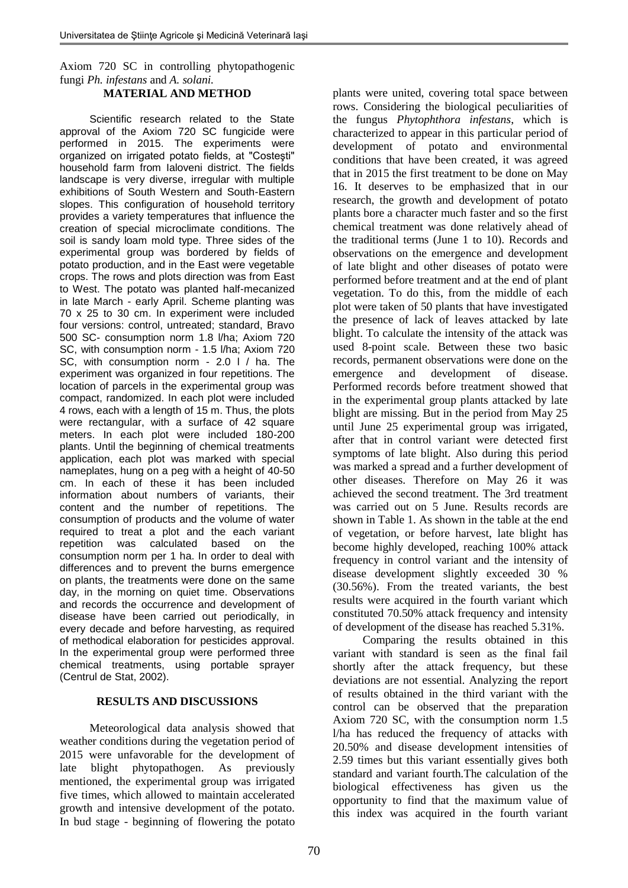Axiom 720 SC in controlling phytopathogenic fungi *Ph. infestans* and *A. solani.*

## MATERIAL AND METHOD

Scientific research related to the State approval of the Axiom 720 SC fungicide were performed in 2015. The experiments were organized on irrigated potato fields, at "Costeşti" household farm from Ialoveni district. The fields landscape is very diverse, irregular with multiple exhibitions of South Western and South-Eastern slopes. This configuration of household territory provides a variety temperatures that influence the creation of special microclimate conditions. The soil is sandy loam mold type. Three sides of the experimental group was bordered by fields of potato production, and in the East were vegetable crops. The rows and plots direction was from East to West. The potato was planted half-mecanized in late March - early April. Scheme planting was 70 x 25 to 30 cm. In experiment were included four versions: control, untreated; standard, Bravo 500 SC- consumption norm 1.8 l/ha; Axiom 720 SC, with consumption norm - 1.5 l/ha; Axiom 720 SC, with consumption norm - 2.0 l / ha. The experiment was organized in four repetitions. The location of parcels in the experimental group was compact, randomized. In each plot were included 4 rows, each with a length of 15 m. Thus, the plots were rectangular, with a surface of 42 square meters. In each plot were included 180-200 plants. Until the beginning of chemical treatments application, each plot was marked with special nameplates, hung on a peg with a height of 40-50 cm. In each of these it has been included information about numbers of variants, their content and the number of repetitions. The consumption of products and the volume of water required to treat a plot and the each variant repetition was calculated based on the consumption norm per 1 ha. In order to deal with differences and to prevent the burns emergence on plants, the treatments were done on the same day, in the morning on quiet time. Observations and records the occurrence and development of disease have been carried out periodically, in every decade and before harvesting, as required of methodical elaboration for pesticides approval. In the experimental group were performed three chemical treatments, using portable sprayer (Centrul de Stat, 2002).

## RESULTS AND DISCUSSIONS

Meteorological data analysis showed that weather conditions during the vegetation period of 2015 were unfavorable for the development of late blight phytopathogen. As previously mentioned, the experimental group was irrigated five times, which allowed to maintain accelerated growth and intensive development of the potato. In bud stage - beginning of flowering the potato plants were united, covering total space between rows. Considering the biological peculiarities of the fungus *Phytophthora infestans*, which is characterized to appear in this particular period of development of potato and environmental conditions that have been created, it was agreed that in 2015 the first treatment to be done on May 16. It deserves to be emphasized that in our research, the growth and development of potato plants bore a character much faster and so the first chemical treatment was done relatively ahead of the traditional terms (June 1 to 10). Records and observations on the emergence and development of late blight and other diseases of potato were performed before treatment and at the end of plant vegetation. To do this, from the middle of each plot were taken of 50 plants that have investigated the presence of lack of leaves attacked by late blight. To calculate the intensity of the attack was used 8-point scale. Between these two basic records, permanent observations were done on the emergence and development of disease. Performed records before treatment showed that in the experimental group plants attacked by late blight are missing. But in the period from May 25 until June 25 experimental group was irrigated, after that in control variant were detected first symptoms of late blight. Also during this period was marked a spread and a further development of other diseases. Therefore on May 26 it was achieved the second treatment. The 3rd treatment was carried out on 5 June. Results records are shown in Table 1. As shown in the table at the end of vegetation, or before harvest, late blight has become highly developed, reaching 100% attack frequency in control variant and the intensity of disease development slightly exceeded 30 % (30.56%). From the treated variants, the best results were acquired in the fourth variant which constituted 70.50% attack frequency and intensity of development of the disease has reached 5.31%.

Comparing the results obtained in this variant with standard is seen as the final fail shortly after the attack frequency, but these deviations are not essential. Analyzing the report of results obtained in the third variant with the control can be observed that the preparation Axiom 720 SC, with the consumption norm 1.5 l/ha has reduced the frequency of attacks with 20.50% and disease development intensities of 2.59 times but this variant essentially gives both standard and variant fourth.The calculation of the biological effectiveness has given us the opportunity to find that the maximum value of this index was acquired in the fourth variant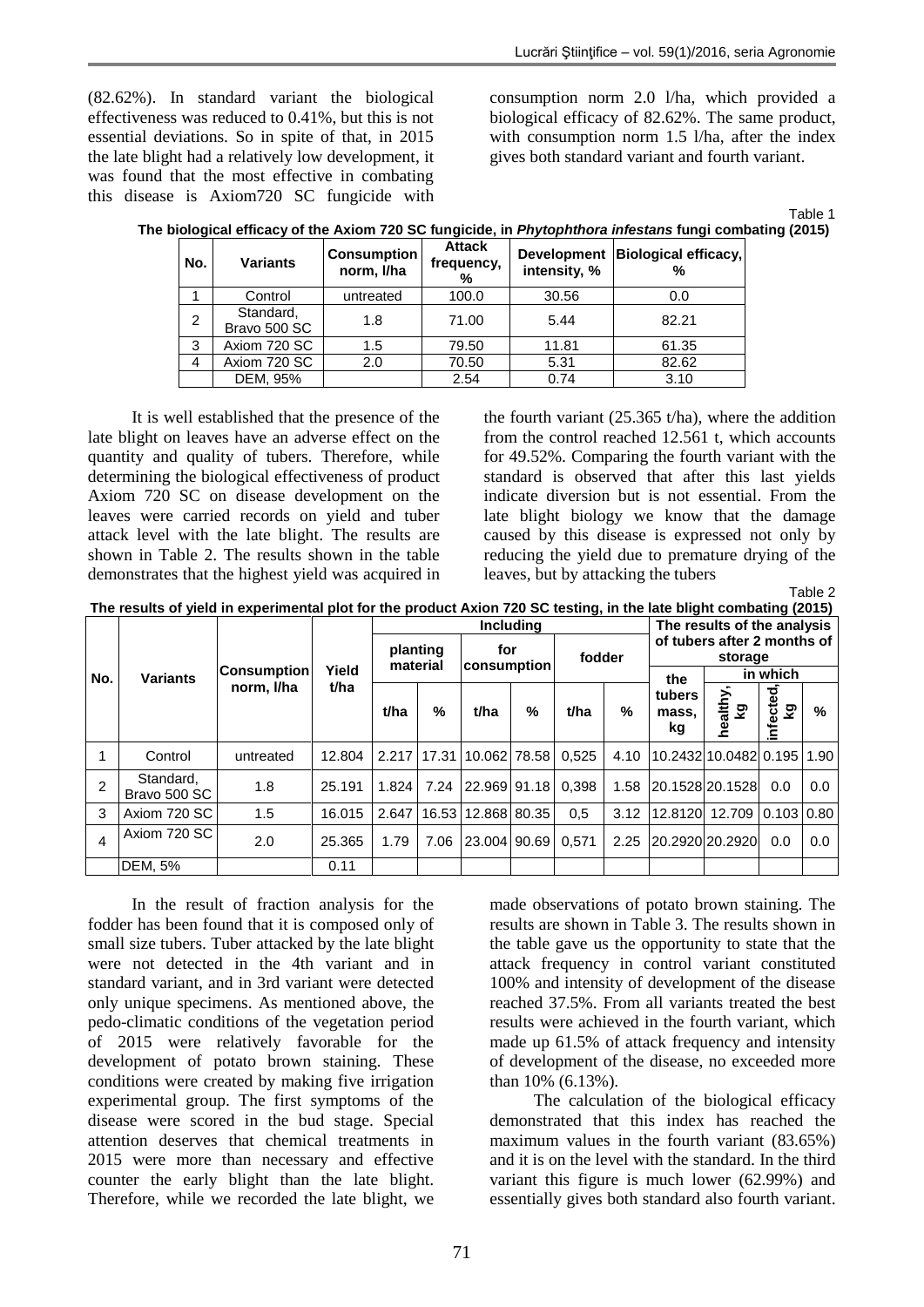(82.62%). In standard variant the biological effectiveness was reduced to 0.41%, but this is not essential deviations. So in spite of that, in 2015 the late blight had a relatively low development, it was found that the most effective in combating this disease is Axiom720 SC fungicide with consumption norm 2.0 l/ha, which provided a biological efficacy of 82.62%. The same product, with consumption norm 1.5 l/ha, after the index gives both standard variant and fourth variant.

Table 1

**The biological efficacy of the Axiom 720 SC fungicide, in *Phytophthora infestans* fungi combating (2015)**

| No. | Variants | Consumption norm, l/ha | Attack frequency, % | Development intensity, % | Biological efficacy, % |
|---|---|---|---|---|---|
| 1 | Control | untreated | 100.0 | 30.56 | 0.0 |
| 2 | Standard, Bravo 500 SC | 1.8 | 71.00 | 5.44 | 82.21 |
| 3 | Axiom 720 SC | 1.5 | 79.50 | 11.81 | 61.35 |
| 4 | Axiom 720 SC | 2.0 | 70.50 | 5.31 | 82.62 |
| | DEM, 95% | | 2.54 | 0.74 | 3.10 |

It is well established that the presence of the late blight on leaves have an adverse effect on the quantity and quality of tubers. Therefore, while determining the biological effectiveness of product Axiom 720 SC on disease development on the leaves were carried records on yield and tuber attack level with the late blight. The results are shown in Table 2. The results shown in the table demonstrates that the highest yield was acquired in the fourth variant (25.365 t/ha), where the addition from the control reached 12.561 t, which accounts for 49.52%. Comparing the fourth variant with the standard is observed that after this last yields indicate diversion but is not essential. From the late blight biology we know that the damage caused by this disease is expressed not only by reducing the yield due to premature drying of the leaves, but by attacking the tubers

Table 2

**The results of yield in experimental plot for the product Axion 720 SC testing, in the late blight combating (2015)**

| No. | Variants | Consumption norm, l/ha | Yield t/ha | Including | | | | | | The results of the analysis of tubers after 2 months of storage | | | |
|---|---|---|---|---|---|---|---|---|---|---|---|---|---|
| | | | | planting material | | for consumption | | fodder | | the tubers mass, kg | in which | | |
| | | | | t/ha | % | t/ha | % | t/ha | % | | healthy, kg | infected, kg | % |
| 1 | Control | untreated | 12.804 | 2.217 | 17.31 | 10.062 | 78.58 | 0,525 | 4.10 | 10.2432 | 10.0482 | 0.195 | 1.90 |
| 2 | Standard, Bravo 500 SC | 1.8 | 25.191 | 1.824 | 7.24 | 22.969 | 91.18 | 0,398 | 1.58 | 20.1528 | 20.1528 | 0.0 | 0.0 |
| 3 | Axiom 720 SC | 1.5 | 16.015 | 2.647 | 16.53 | 12.868 | 80.35 | 0,5 | 3.12 | 12.8120 | 12.709 | 0.103 | 0.80 |
| 4 | Axiom 720 SC | 2.0 | 25.365 | 1.79 | 7.06 | 23.004 | 90.69 | 0,571 | 2.25 | 20.2920 | 20.2920 | 0.0 | 0.0 |
| | DEM, 5% | | 0.11 | | | | | | | | | | |

In the result of fraction analysis for the fodder has been found that it is composed only of small size tubers. Tuber attacked by the late blight were not detected in the 4th variant and in standard variant, and in 3rd variant were detected only unique specimens. As mentioned above, the pedo-climatic conditions of the vegetation period of 2015 were relatively favorable for the development of potato brown staining. These conditions were created by making five irrigation experimental group. The first symptoms of the disease were scored in the bud stage. Special attention deserves that chemical treatments in 2015 were more than necessary and effective counter the early blight than the late blight. Therefore, while we recorded the late blight, we made observations of potato brown staining. The results are shown in Table 3. The results shown in the table gave us the opportunity to state that the attack frequency in control variant constituted 100% and intensity of development of the disease reached 37.5%. From all variants treated the best results were achieved in the fourth variant, which made up 61.5% of attack frequency and intensity of development of the disease, no exceeded more than 10% (6.13%).

The calculation of the biological efficacy demonstrated that this index has reached the maximum values in the fourth variant (83.65%) and it is on the level with the standard. In the third variant this figure is much lower (62.99%) and essentially gives both standard also fourth variant.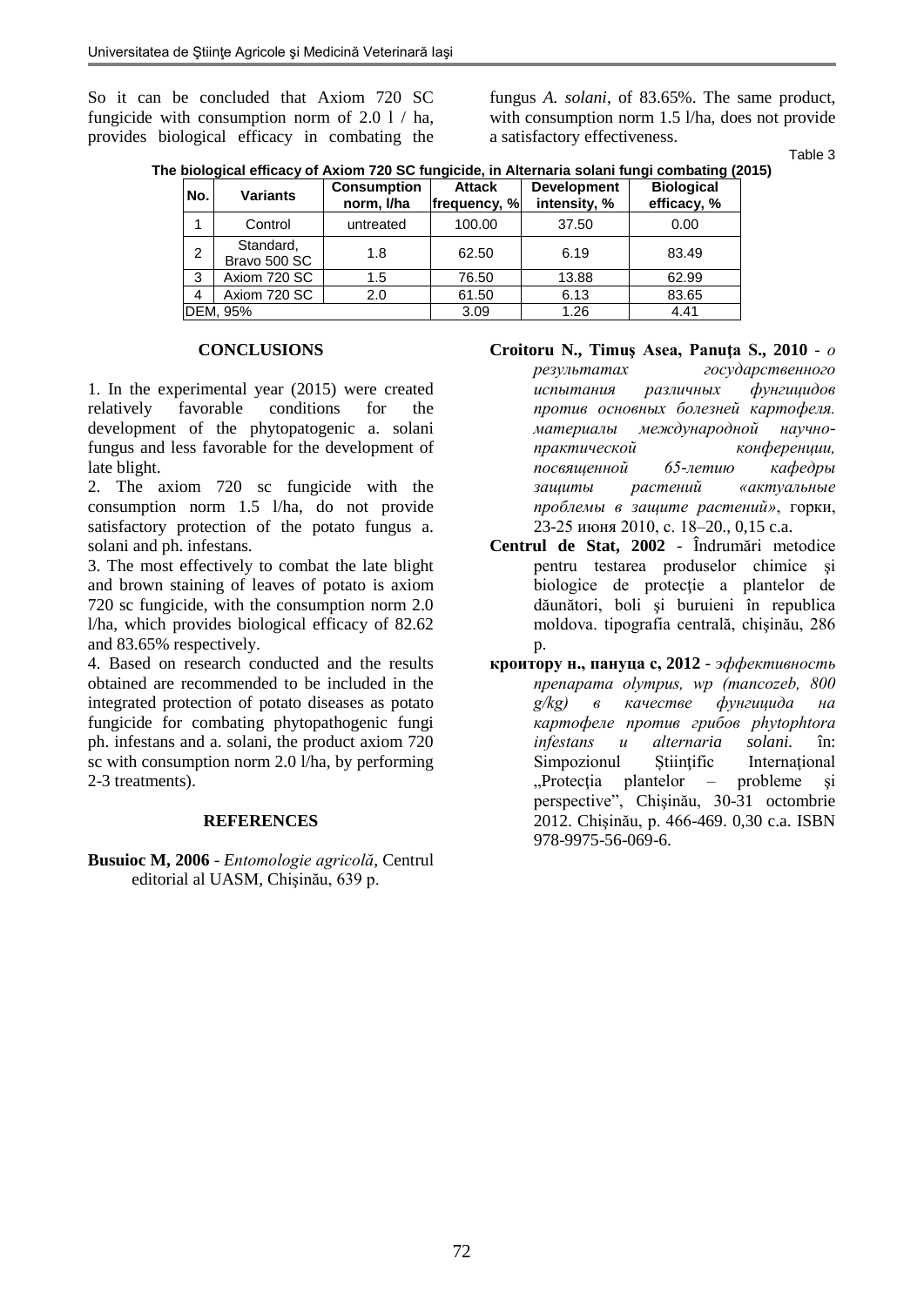So it can be concluded that Axiom 720 SC fungicide with consumption norm of 2.0 l / ha, provides biological efficacy in combating the fungus *A. solani*, of 83.65%. The same product, with consumption norm 1.5 l/ha, does not provide a satisfactory effectiveness.

Table 3

**The biological efficacy of Axiom 720 SC fungicide, in Alternaria solani fungi combating (2015)**

| No. | Variants | Consumption norm, l/ha | Attack frequency, % | Development intensity, % | Biological efficacy, % |
|---|---|---|---|---|---|
| 1 | Control | untreated | 100.00 | 37.50 | 0.00 |
| 2 | Standard, Bravo 500 SC | 1.8 | 62.50 | 6.19 | 83.49 |
| 3 | Axiom 720 SC | 1.5 | 76.50 | 13.88 | 62.99 |
| 4 | Axiom 720 SC | 2.0 | 61.50 | 6.13 | 83.65 |
| DEM, 95% | | | 3.09 | 1.26 | 4.41 |

## CONCLUSIONS

1. In the experimental year (2015) were created relatively favorable conditions for the development of the phytopatogenic a. solani fungus and less favorable for the development of late blight.

2. The axiom 720 sc fungicide with the consumption norm 1.5 l/ha, do not provide satisfactory protection of the potato fungus a. solani and ph. infestans.

3. The most effectively to combat the late blight and brown staining of leaves of potato is axiom 720 sc fungicide, with the consumption norm 2.0 l/ha, which provides biological efficacy of 82.62 and 83.65% respectively.

4. Based on research conducted and the results obtained are recommended to be included in the integrated protection of potato diseases as potato fungicide for combating phytopathogenic fungi ph. infestans and a. solani, the product axiom 720 sc with consumption norm 2.0 l/ha, by performing 2-3 treatments).

## REFERENCES

**Busuioc M, 2006** - *Entomologie agricolă*, Centrul editorial al UASM, Chişinău, 639 p.

**Croitoru N., Timuş Asea, Panuţa S., 2010** - *о результатах государственного испытания различных фунгицидов против основных болезней картофеля. материалы международной научно-практической конференции, посвященной 65-летию кафедры защиты растений «актуальные проблемы в защите растений»*, горки, 23-25 июня 2010, с. 18–20., 0,15 c.a.

**Centrul de Stat, 2002** - Îndrumări metodice pentru testarea produselor chimice şi biologice de protecţie a plantelor de dăunători, boli şi buruieni în republica moldova. tipografia centrală, chişinău, 286 p.

**кроитору н., пануца с, 2012** - *эффективность препарата olympus, wp (mancozeb, 800 g/kg) в качестве фунгицида на картофеле против грибов phytophtora infestans и alternaria solani.* în: Simpozionul Ştiinţific Internaţional „Protecţia plantelor – probleme şi perspective", Chişinău, 30-31 octombrie 2012. Chişinău, p. 466-469. 0,30 c.a. ISBN 978-9975-56-069-6.